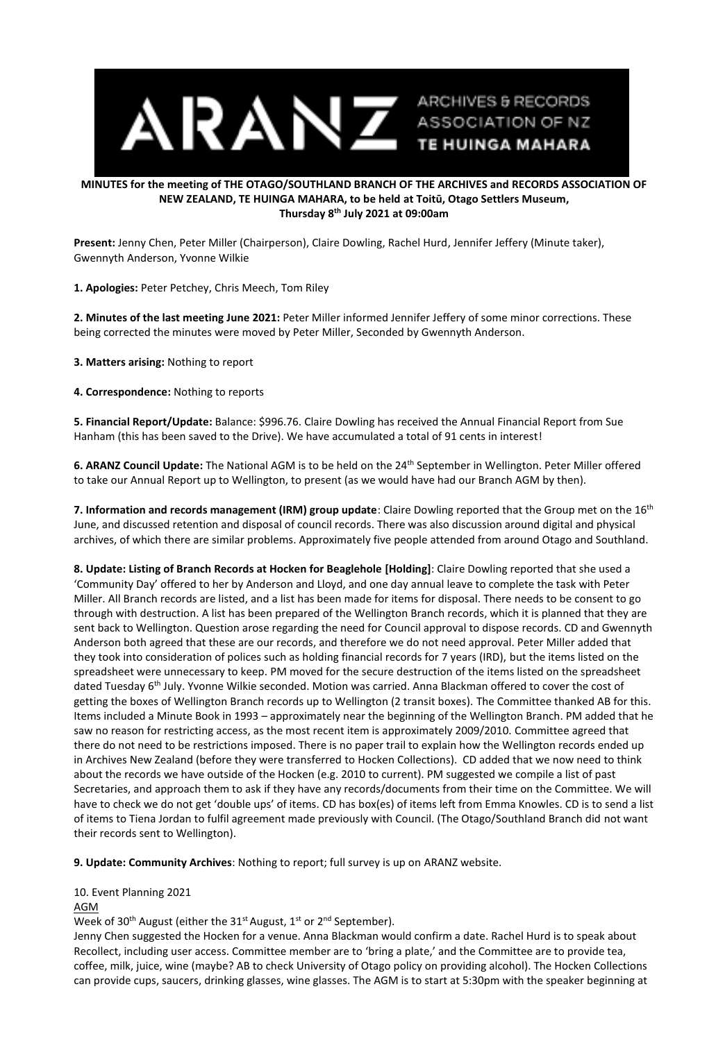**MINUTES for the meeting of THE OTAGO/SOUTHLAND BRANCH OF THE ARCHIVES and RECORDS ASSOCIATION OF NEW ZEALAND, TE HUINGA MAHARA, to be held at Toitū, Otago Settlers Museum, Thursday 8th July 2021 at 09:00am**

**Present:** Jenny Chen, Peter Miller (Chairperson), Claire Dowling, Rachel Hurd, Jennifer Jeffery (Minute taker), Gwennyth Anderson, Yvonne Wilkie

**1. Apologies:** Peter Petchey, Chris Meech, Tom Riley

**2. Minutes of the last meeting June 2021:** Peter Miller informed Jennifer Jeffery of some minor corrections. These being corrected the minutes were moved by Peter Miller, Seconded by Gwennyth Anderson.

**3. Matters arising:** Nothing to report

**4. Correspondence:** Nothing to reports

**5. Financial Report/Update:** Balance: $996.76. Claire Dowling has received the Annual Financial Report from Sue Hanham (this has been saved to the Drive). We have accumulated a total of 91 cents in interest!

**6. ARANZ Council Update:** The National AGM is to be held on the 24th September in Wellington. Peter Miller offered to take our Annual Report up to Wellington, to present (as we would have had our Branch AGM by then).

**7. Information and records management (IRM) group update**: Claire Dowling reported that the Group met on the 16th June, and discussed retention and disposal of council records. There was also discussion around digital and physical archives, of which there are similar problems. Approximately five people attended from around Otago and Southland.

**8. Update: Listing of Branch Records at Hocken for Beaglehole [Holding]**: Claire Dowling reported that she used a 'Community Day' offered to her by Anderson and Lloyd, and one day annual leave to complete the task with Peter Miller. All Branch records are listed, and a list has been made for items for disposal. There needs to be consent to go through with destruction. A list has been prepared of the Wellington Branch records, which it is planned that they are sent back to Wellington. Question arose regarding the need for Council approval to dispose records. CD and Gwennyth Anderson both agreed that these are our records, and therefore we do not need approval. Peter Miller added that they took into consideration of polices such as holding financial records for 7 years (IRD), but the items listed on the spreadsheet were unnecessary to keep. PM moved for the secure destruction of the items listed on the spreadsheet dated Tuesday 6th July. Yvonne Wilkie seconded. Motion was carried. Anna Blackman offered to cover the cost of getting the boxes of Wellington Branch records up to Wellington (2 transit boxes). The Committee thanked AB for this. Items included a Minute Book in 1993 – approximately near the beginning of the Wellington Branch. PM added that he saw no reason for restricting access, as the most recent item is approximately 2009/2010. Committee agreed that there do not need to be restrictions imposed. There is no paper trail to explain how the Wellington records ended up in Archives New Zealand (before they were transferred to Hocken Collections). CD added that we now need to think about the records we have outside of the Hocken (e.g. 2010 to current). PM suggested we compile a list of past Secretaries, and approach them to ask if they have any records/documents from their time on the Committee. We will have to check we do not get 'double ups' of items. CD has box(es) of items left from Emma Knowles. CD is to send a list of items to Tiena Jordan to fulfil agreement made previously with Council. (The Otago/Southland Branch did not want their records sent to Wellington).

**9. Update: Community Archives**: Nothing to report; full survey is up on ARANZ website.

10. Event Planning 2021

<u>AGM</u>

Week of 30th August (either the 31st August, 1st or 2nd September).

Jenny Chen suggested the Hocken for a venue. Anna Blackman would confirm a date. Rachel Hurd is to speak about Recollect, including user access. Committee member are to 'bring a plate,' and the Committee are to provide tea, coffee, milk, juice, wine (maybe? AB to check University of Otago policy on providing alcohol). The Hocken Collections can provide cups, saucers, drinking glasses, wine glasses. The AGM is to start at 5:30pm with the speaker beginning at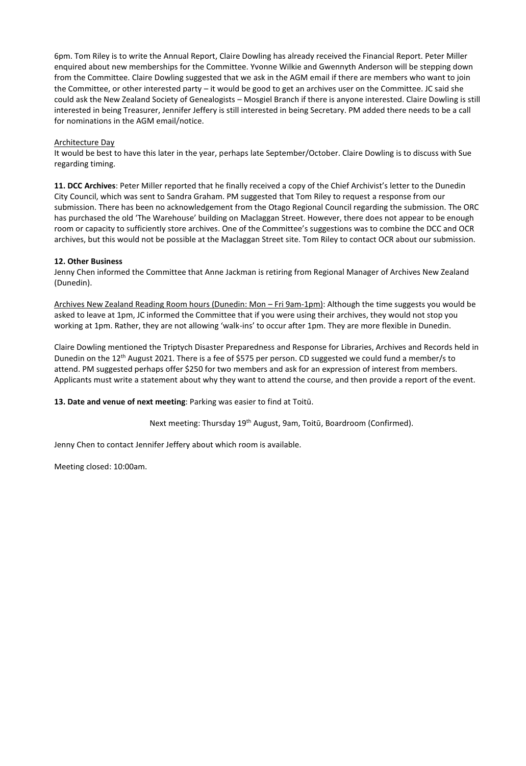6pm. Tom Riley is to write the Annual Report, Claire Dowling has already received the Financial Report. Peter Miller enquired about new memberships for the Committee. Yvonne Wilkie and Gwennyth Anderson will be stepping down from the Committee. Claire Dowling suggested that we ask in the AGM email if there are members who want to join the Committee, or other interested party – it would be good to get an archives user on the Committee. JC said she could ask the New Zealand Society of Genealogists – Mosgiel Branch if there is anyone interested. Claire Dowling is still interested in being Treasurer, Jennifer Jeffery is still interested in being Secretary. PM added there needs to be a call for nominations in the AGM email/notice.

Architecture Day

It would be best to have this later in the year, perhaps late September/October. Claire Dowling is to discuss with Sue regarding timing.

**11. DCC Archives**: Peter Miller reported that he finally received a copy of the Chief Archivist's letter to the Dunedin City Council, which was sent to Sandra Graham. PM suggested that Tom Riley to request a response from our submission. There has been no acknowledgement from the Otago Regional Council regarding the submission. The ORC has purchased the old 'The Warehouse' building on Maclaggan Street. However, there does not appear to be enough room or capacity to sufficiently store archives. One of the Committee's suggestions was to combine the DCC and OCR archives, but this would not be possible at the Maclaggan Street site. Tom Riley to contact OCR about our submission.

**12. Other Business**

Jenny Chen informed the Committee that Anne Jackman is retiring from Regional Manager of Archives New Zealand (Dunedin).

Archives New Zealand Reading Room hours (Dunedin: Mon – Fri 9am-1pm): Although the time suggests you would be asked to leave at 1pm, JC informed the Committee that if you were using their archives, they would not stop you working at 1pm. Rather, they are not allowing 'walk-ins' to occur after 1pm. They are more flexible in Dunedin.

Claire Dowling mentioned the Triptych Disaster Preparedness and Response for Libraries, Archives and Records held in Dunedin on the 12th August 2021. There is a fee of $575 per person. CD suggested we could fund a member/s to attend. PM suggested perhaps offer $250 for two members and ask for an expression of interest from members. Applicants must write a statement about why they want to attend the course, and then provide a report of the event.

**13. Date and venue of next meeting**: Parking was easier to find at Toitū.

Next meeting: Thursday 19th August, 9am, Toitū, Boardroom (Confirmed).

Jenny Chen to contact Jennifer Jeffery about which room is available.

Meeting closed: 10:00am.